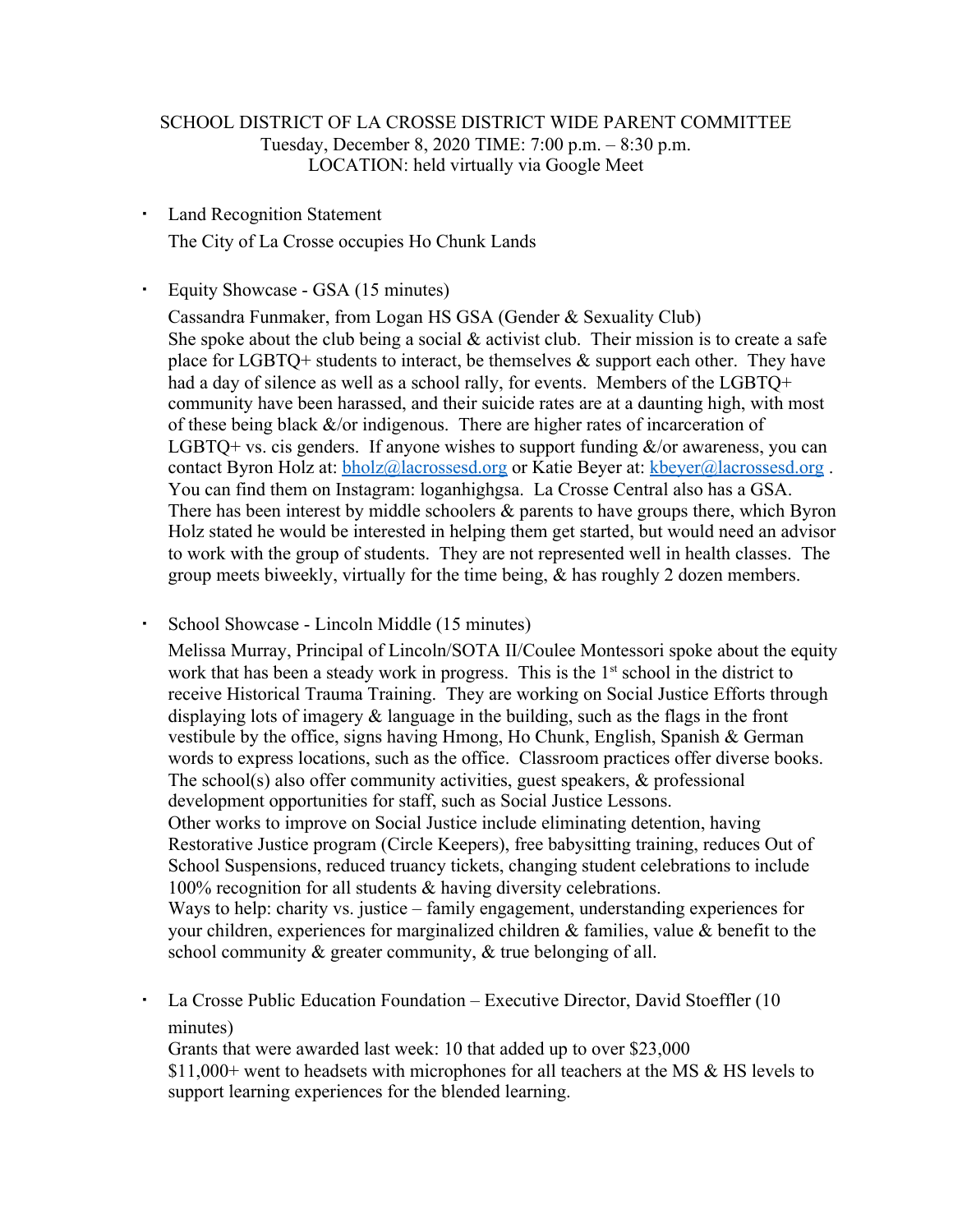SCHOOL DISTRICT OF LA CROSSE DISTRICT WIDE PARENT COMMITTEE
Tuesday, December 8, 2020 TIME: 7:00 p.m. – 8:30 p.m.
LOCATION: held virtually via Google Meet

- Land Recognition Statement

  The City of La Crosse occupies Ho Chunk Lands

- Equity Showcase - GSA (15 minutes)

  Cassandra Funmaker, from Logan HS GSA (Gender & Sexuality Club)
  She spoke about the club being a social & activist club. Their mission is to create a safe place for LGBTQ+ students to interact, be themselves & support each other. They have had a day of silence as well as a school rally, for events. Members of the LGBTQ+ community have been harassed, and their suicide rates are at a daunting high, with most of these being black &/or indigenous. There are higher rates of incarceration of LGBTQ+ vs. cis genders. If anyone wishes to support funding &/or awareness, you can contact Byron Holz at: bholz@lacrossesd.org or Katie Beyer at: kbeyer@lacrossesd.org . You can find them on Instagram: loganhighgsa. La Crosse Central also has a GSA. There has been interest by middle schoolers & parents to have groups there, which Byron Holz stated he would be interested in helping them get started, but would need an advisor to work with the group of students. They are not represented well in health classes. The group meets biweekly, virtually for the time being, & has roughly 2 dozen members.

- School Showcase - Lincoln Middle (15 minutes)

  Melissa Murray, Principal of Lincoln/SOTA II/Coulee Montessori spoke about the equity work that has been a steady work in progress. This is the 1st school in the district to receive Historical Trauma Training. They are working on Social Justice Efforts through displaying lots of imagery & language in the building, such as the flags in the front vestibule by the office, signs having Hmong, Ho Chunk, English, Spanish & German words to express locations, such as the office. Classroom practices offer diverse books. The school(s) also offer community activities, guest speakers, & professional development opportunities for staff, such as Social Justice Lessons.
  Other works to improve on Social Justice include eliminating detention, having Restorative Justice program (Circle Keepers), free babysitting training, reduces Out of School Suspensions, reduced truancy tickets, changing student celebrations to include 100% recognition for all students & having diversity celebrations.
  Ways to help: charity vs. justice – family engagement, understanding experiences for your children, experiences for marginalized children & families, value & benefit to the school community & greater community, & true belonging of all.

- La Crosse Public Education Foundation – Executive Director, David Stoeffler (10 minutes)

  Grants that were awarded last week: 10 that added up to over $23,000
  $11,000+ went to headsets with microphones for all teachers at the MS & HS levels to support learning experiences for the blended learning.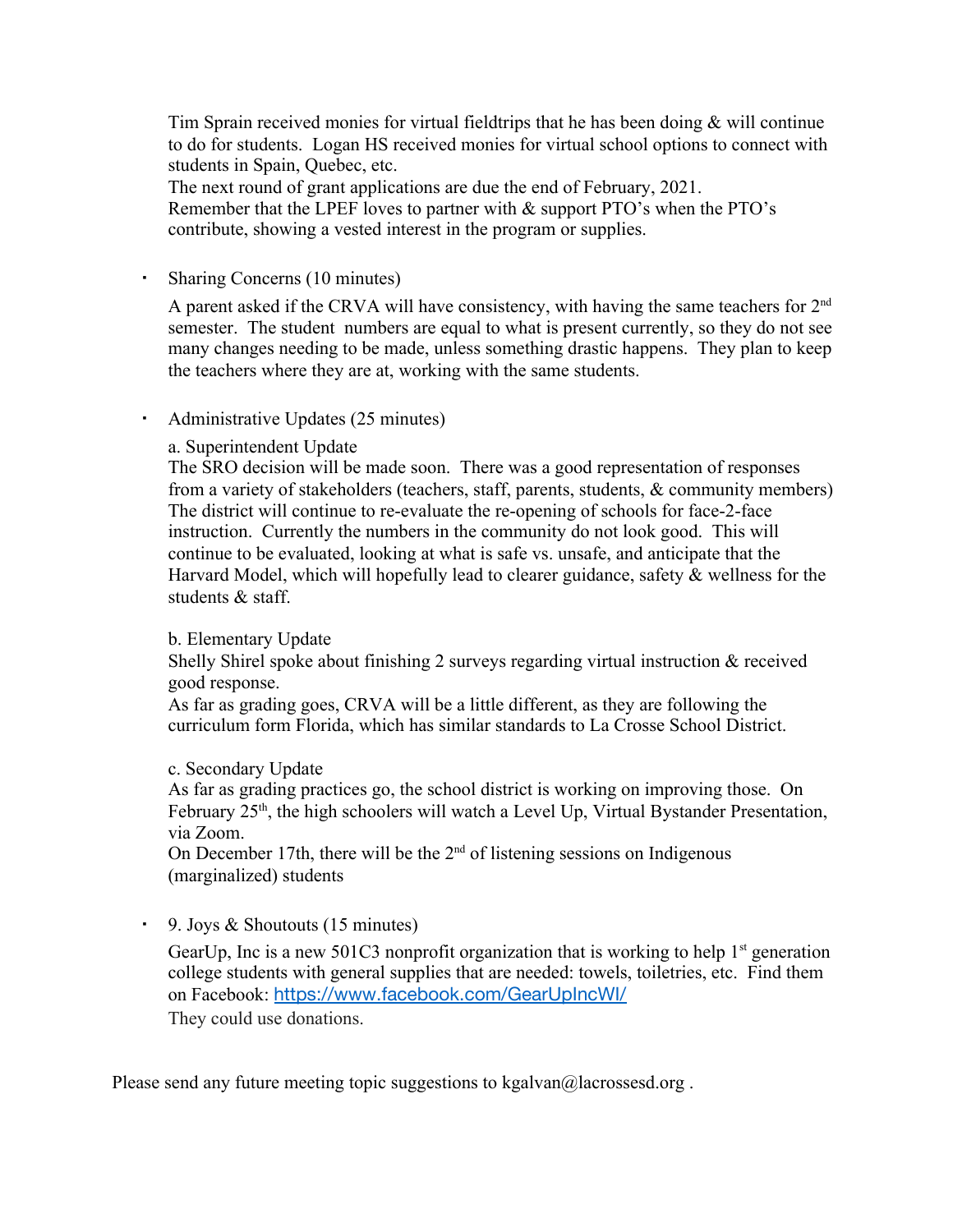Tim Sprain received monies for virtual fieldtrips that he has been doing & will continue to do for students. Logan HS received monies for virtual school options to connect with students in Spain, Quebec, etc.
The next round of grant applications are due the end of February, 2021.
Remember that the LPEF loves to partner with & support PTO's when the PTO's contribute, showing a vested interest in the program or supplies.

- Sharing Concerns (10 minutes)

  A parent asked if the CRVA will have consistency, with having the same teachers for 2nd semester. The student numbers are equal to what is present currently, so they do not see many changes needing to be made, unless something drastic happens. They plan to keep the teachers where they are at, working with the same students.

- Administrative Updates (25 minutes)

  a. Superintendent Update
  The SRO decision will be made soon. There was a good representation of responses from a variety of stakeholders (teachers, staff, parents, students, & community members) The district will continue to re-evaluate the re-opening of schools for face-2-face instruction. Currently the numbers in the community do not look good. This will continue to be evaluated, looking at what is safe vs. unsafe, and anticipate that the Harvard Model, which will hopefully lead to clearer guidance, safety & wellness for the students & staff.

  b. Elementary Update
  Shelly Shirel spoke about finishing 2 surveys regarding virtual instruction & received good response.
  As far as grading goes, CRVA will be a little different, as they are following the curriculum form Florida, which has similar standards to La Crosse School District.

  c. Secondary Update
  As far as grading practices go, the school district is working on improving those. On February 25th, the high schoolers will watch a Level Up, Virtual Bystander Presentation, via Zoom.
  On December 17th, there will be the 2nd of listening sessions on Indigenous (marginalized) students

- 9. Joys & Shoutouts (15 minutes)

  GearUp, Inc is a new 501C3 nonprofit organization that is working to help 1st generation college students with general supplies that are needed: towels, toiletries, etc. Find them on Facebook: https://www.facebook.com/GearUpIncWI/
  They could use donations.

Please send any future meeting topic suggestions to kgalvan@lacrossesd.org .